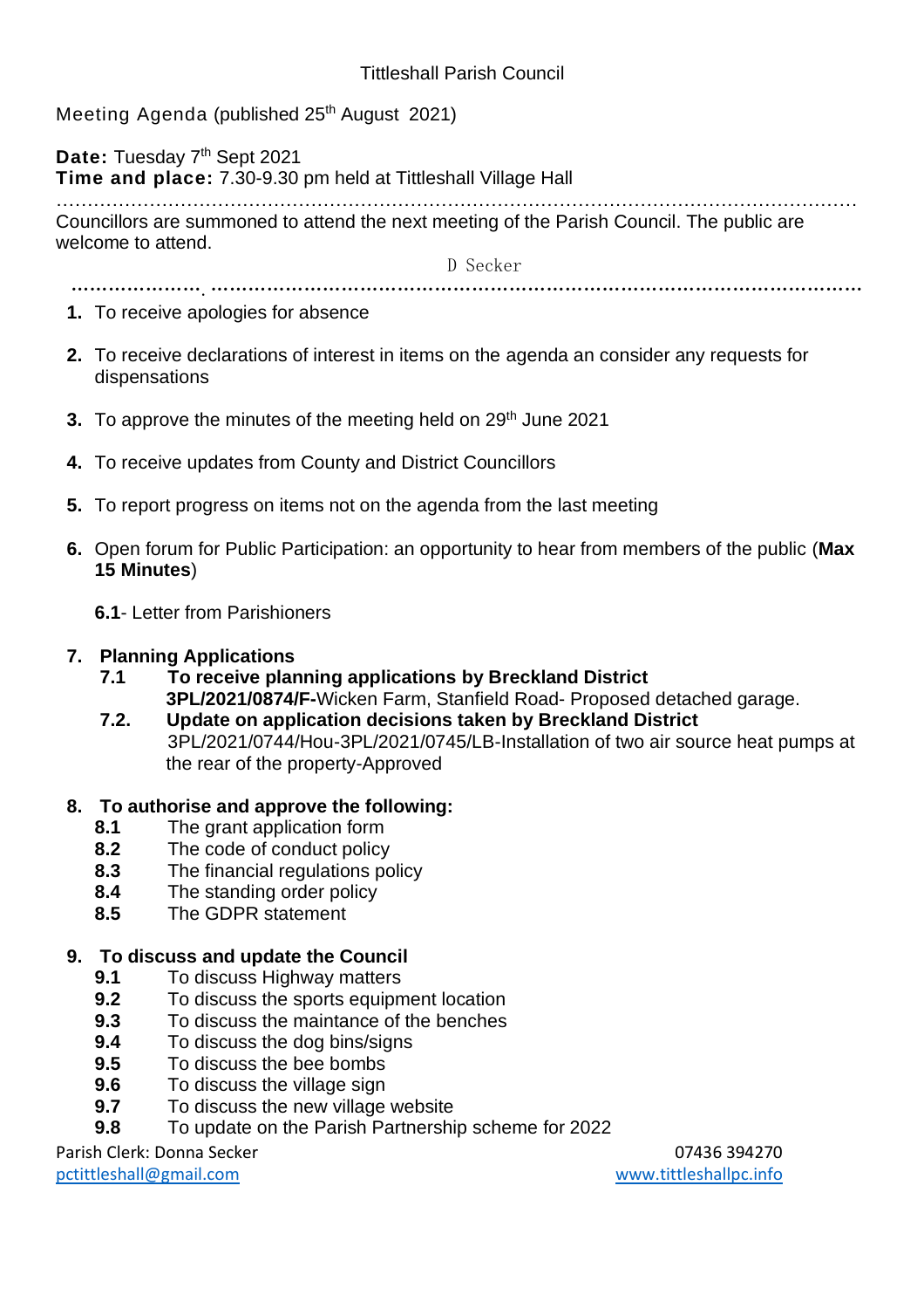Tittleshall Parish Council

Meeting Agenda (published 25th August 2021)

**Date:** Tuesday 7th Sept 2021
**Time and place:** 7.30-9.30 pm held at Tittleshall Village Hall

Councillors are summoned to attend the next meeting of the Parish Council. The public are welcome to attend.

D Secker

1. To receive apologies for absence

2. To receive declarations of interest in items on the agenda an consider any requests for dispensations

3. To approve the minutes of the meeting held on 29th June 2021

4. To receive updates from County and District Councillors

5. To report progress on items not on the agenda from the last meeting

6. Open forum for Public Participation: an opportunity to hear from members of the public (**Max 15 Minutes**)

   **6.1**- Letter from Parishioners

7. **Planning Applications**
   - **7.1 To receive planning applications by Breckland District**
     **3PL/2021/0874/F-**Wicken Farm, Stanfield Road- Proposed detached garage.
   - **7.2. Update on application decisions taken by Breckland District**
     3PL/2021/0744/Hou-3PL/2021/0745/LB-Installation of two air source heat pumps at the rear of the property-Approved

8. **To authorise and approve the following:**
   - **8.1** The grant application form
   - **8.2** The code of conduct policy
   - **8.3** The financial regulations policy
   - **8.4** The standing order policy
   - **8.5** The GDPR statement

9. **To discuss and update the Council**
   - **9.1** To discuss Highway matters
   - **9.2** To discuss the sports equipment location
   - **9.3** To discuss the maintance of the benches
   - **9.4** To discuss the dog bins/signs
   - **9.5** To discuss the bee bombs
   - **9.6** To discuss the village sign
   - **9.7** To discuss the new village website
   - **9.8** To update on the Parish Partnership scheme for 2022

Parish Clerk: Donna Secker 07436 394270
pctittleshall@gmail.com www.tittleshallpc.info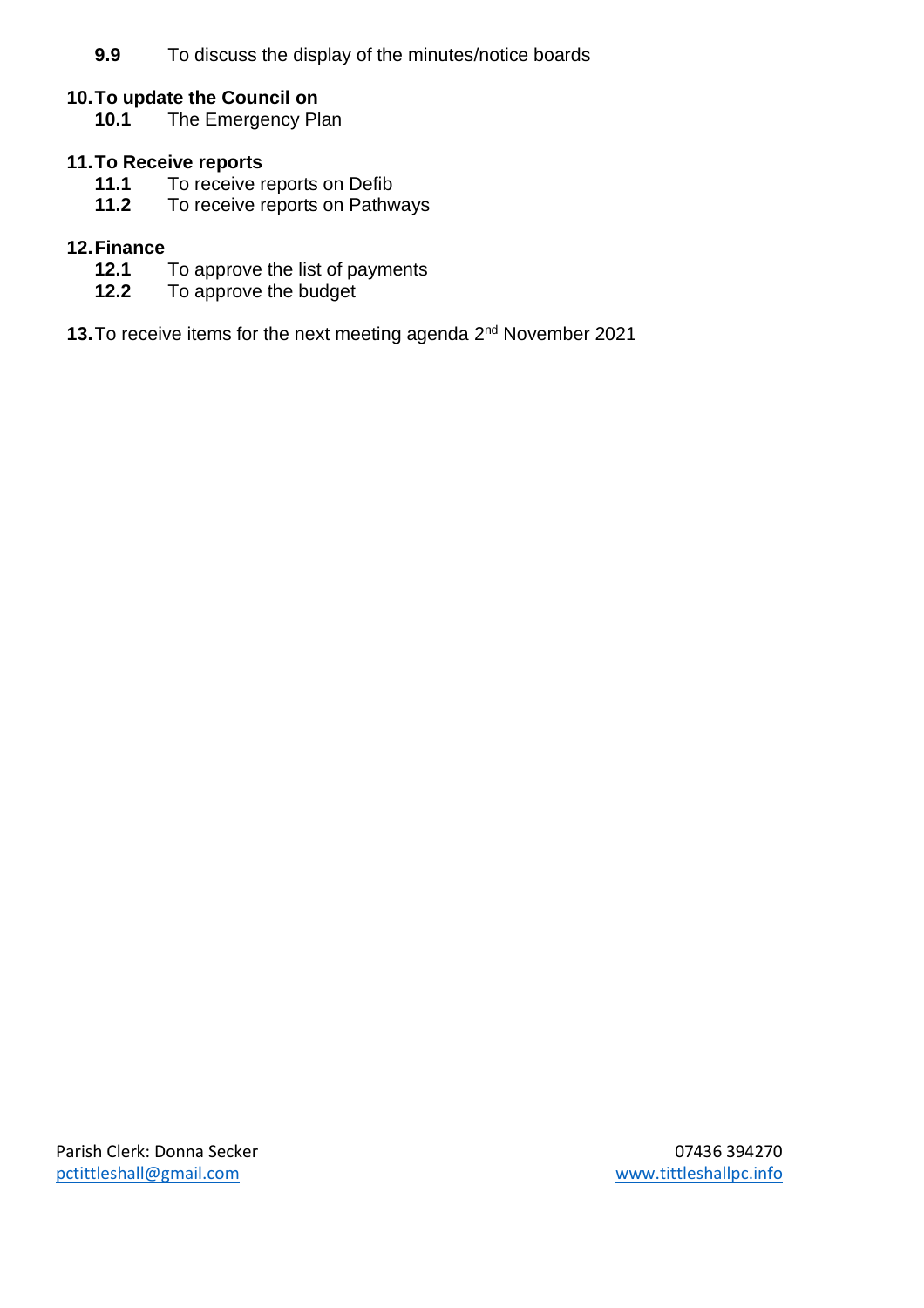**9.9** To discuss the display of the minutes/notice boards

**10. To update the Council on**

**10.1** The Emergency Plan

**11. To Receive reports**

**11.1** To receive reports on Defib

**11.2** To receive reports on Pathways

**12. Finance**

**12.1** To approve the list of payments

**12.2** To approve the budget

**13.** To receive items for the next meeting agenda 2nd November 2021

Parish Clerk: Donna Secker
pctittleshall@gmail.com

07436 394270
www.tittleshallpc.info